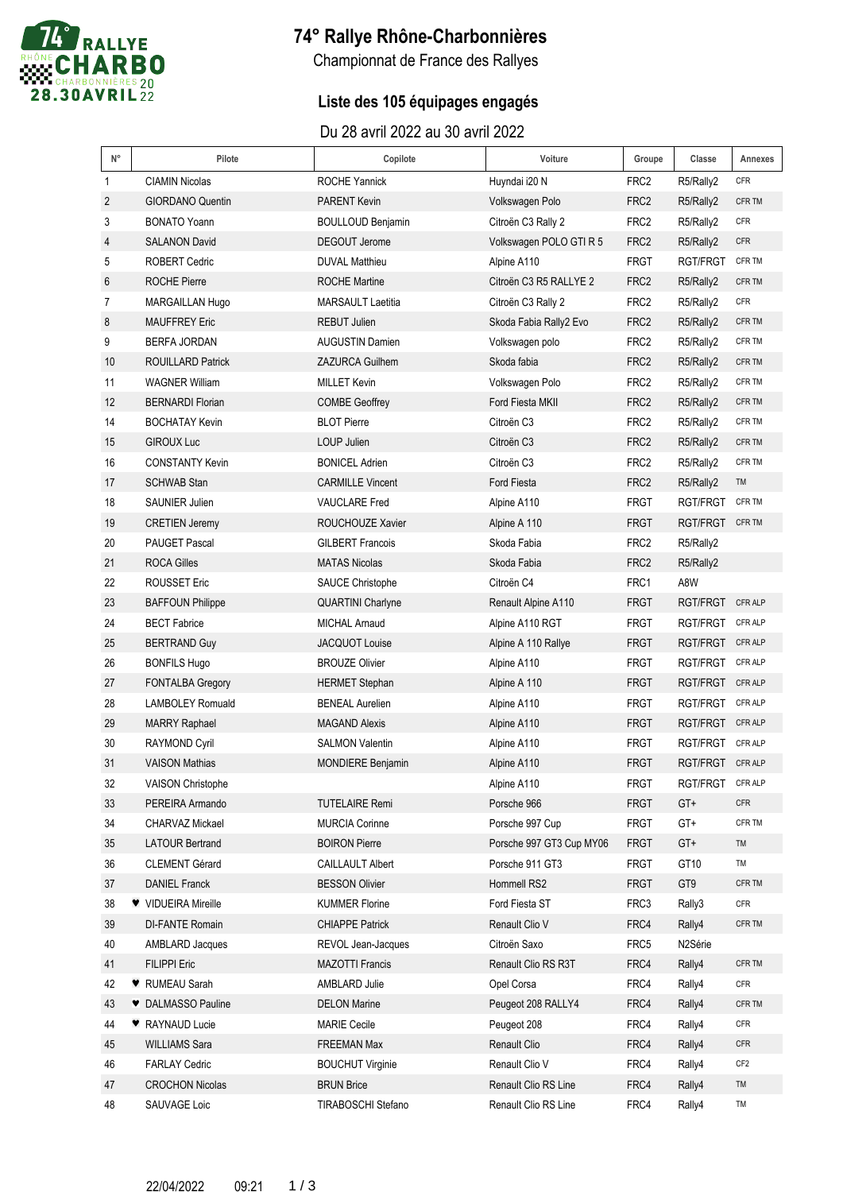# 74° Rallye Rhône-Charbonnières

Championnat de France des Rallyes

## Liste des 105 équipages engagés

Du 28 avril 2022 au 30 avril 2022

| N° | Pilote | Copilote | Voiture | Groupe | Classe | Annexes |
|---|---|---|---|---|---|---|
| 1 | CIAMIN Nicolas | ROCHE Yannick | Huyndai i20 N | FRC2 | R5/Rally2 | CFR |
| 2 | GIORDANO Quentin | PARENT Kevin | Volkswagen Polo | FRC2 | R5/Rally2 | CFR TM |
| 3 | BONATO Yoann | BOULLOUD Benjamin | Citroën C3 Rally 2 | FRC2 | R5/Rally2 | CFR |
| 4 | SALANON David | DEGOUT Jerome | Volkswagen POLO GTI R 5 | FRC2 | R5/Rally2 | CFR |
| 5 | ROBERT Cedric | DUVAL Matthieu | Alpine A110 | FRGT | RGT/FRGT | CFR TM |
| 6 | ROCHE Pierre | ROCHE Martine | Citroën C3 R5 RALLYE 2 | FRC2 | R5/Rally2 | CFR TM |
| 7 | MARGAILLAN Hugo | MARSAULT Laetitia | Citroën C3 Rally 2 | FRC2 | R5/Rally2 | CFR |
| 8 | MAUFFREY Eric | REBUT Julien | Skoda Fabia Rally2 Evo | FRC2 | R5/Rally2 | CFR TM |
| 9 | BERFA JORDAN | AUGUSTIN Damien | Volkswagen polo | FRC2 | R5/Rally2 | CFR TM |
| 10 | ROUILLARD Patrick | ZAZURCA Guilhem | Skoda fabia | FRC2 | R5/Rally2 | CFR TM |
| 11 | WAGNER William | MILLET Kevin | Volkswagen Polo | FRC2 | R5/Rally2 | CFR TM |
| 12 | BERNARDI Florian | COMBE Geoffrey | Ford Fiesta MKII | FRC2 | R5/Rally2 | CFR TM |
| 14 | BOCHATAY Kevin | BLOT Pierre | Citroën C3 | FRC2 | R5/Rally2 | CFR TM |
| 15 | GIROUX Luc | LOUP Julien | Citroën C3 | FRC2 | R5/Rally2 | CFR TM |
| 16 | CONSTANTY Kevin | BONICEL Adrien | Citroën C3 | FRC2 | R5/Rally2 | CFR TM |
| 17 | SCHWAB Stan | CARMILLE Vincent | Ford Fiesta | FRC2 | R5/Rally2 | TM |
| 18 | SAUNIER Julien | VAUCLARE Fred | Alpine A110 | FRGT | RGT/FRGT | CFR TM |
| 19 | CRETIEN Jeremy | ROUCHOUZE Xavier | Alpine A 110 | FRGT | RGT/FRGT | CFR TM |
| 20 | PAUGET Pascal | GILBERT Francois | Skoda Fabia | FRC2 | R5/Rally2 | |
| 21 | ROCA Gilles | MATAS Nicolas | Skoda Fabia | FRC2 | R5/Rally2 | |
| 22 | ROUSSET Eric | SAUCE Christophe | Citroën C4 | FRC1 | A8W | |
| 23 | BAFFOUN Philippe | QUARTINI Charlyne | Renault Alpine A110 | FRGT | RGT/FRGT | CFR ALP |
| 24 | BECT Fabrice | MICHAL Arnaud | Alpine A110 RGT | FRGT | RGT/FRGT | CFR ALP |
| 25 | BERTRAND Guy | JACQUOT Louise | Alpine A 110 Rallye | FRGT | RGT/FRGT | CFR ALP |
| 26 | BONFILS Hugo | BROUZE Olivier | Alpine A110 | FRGT | RGT/FRGT | CFR ALP |
| 27 | FONTALBA Gregory | HERMET Stephan | Alpine A 110 | FRGT | RGT/FRGT | CFR ALP |
| 28 | LAMBOLEY Romuald | BENEAL Aurelien | Alpine A110 | FRGT | RGT/FRGT | CFR ALP |
| 29 | MARRY Raphael | MAGAND Alexis | Alpine A110 | FRGT | RGT/FRGT | CFR ALP |
| 30 | RAYMOND Cyril | SALMON Valentin | Alpine A110 | FRGT | RGT/FRGT | CFR ALP |
| 31 | VAISON Mathias | MONDIERE Benjamin | Alpine A110 | FRGT | RGT/FRGT | CFR ALP |
| 32 | VAISON Christophe | | Alpine A110 | FRGT | RGT/FRGT | CFR ALP |
| 33 | PEREIRA Armando | TUTELAIRE Remi | Porsche 966 | FRGT | GT+ | CFR |
| 34 | CHARVAZ Mickael | MURCIA Corinne | Porsche 997 Cup | FRGT | GT+ | CFR TM |
| 35 | LATOUR Bertrand | BOIRON Pierre | Porsche 997 GT3 Cup MY06 | FRGT | GT+ | TM |
| 36 | CLEMENT Gérard | CAILLAULT Albert | Porsche 911 GT3 | FRGT | GT10 | TM |
| 37 | DANIEL Franck | BESSON Olivier | Hommell RS2 | FRGT | GT9 | CFR TM |
| 38 | ♥ VIDUEIRA Mireille | KUMMER Florine | Ford Fiesta ST | FRC3 | Rally3 | CFR |
| 39 | DI-FANTE Romain | CHIAPPE Patrick | Renault Clio V | FRC4 | Rally4 | CFR TM |
| 40 | AMBLARD Jacques | REVOL Jean-Jacques | Citroën Saxo | FRC5 | N2Série | |
| 41 | FILIPPI Eric | MAZOTTI Francis | Renault Clio RS R3T | FRC4 | Rally4 | CFR TM |
| 42 | ♥ RUMEAU Sarah | AMBLARD Julie | Opel Corsa | FRC4 | Rally4 | CFR |
| 43 | ♥ DALMASSO Pauline | DELON Marine | Peugeot 208 RALLY4 | FRC4 | Rally4 | CFR TM |
| 44 | ♥ RAYNAUD Lucie | MARIE Cecile | Peugeot 208 | FRC4 | Rally4 | CFR |
| 45 | WILLIAMS Sara | FREEMAN Max | Renault Clio | FRC4 | Rally4 | CFR |
| 46 | FARLAY Cedric | BOUCHUT Virginie | Renault Clio V | FRC4 | Rally4 | CF2 |
| 47 | CROCHON Nicolas | BRUN Brice | Renault Clio RS Line | FRC4 | Rally4 | TM |
| 48 | SAUVAGE Loic | TIRABOSCHI Stefano | Renault Clio RS Line | FRC4 | Rally4 | TM |

22/04/2022 09:21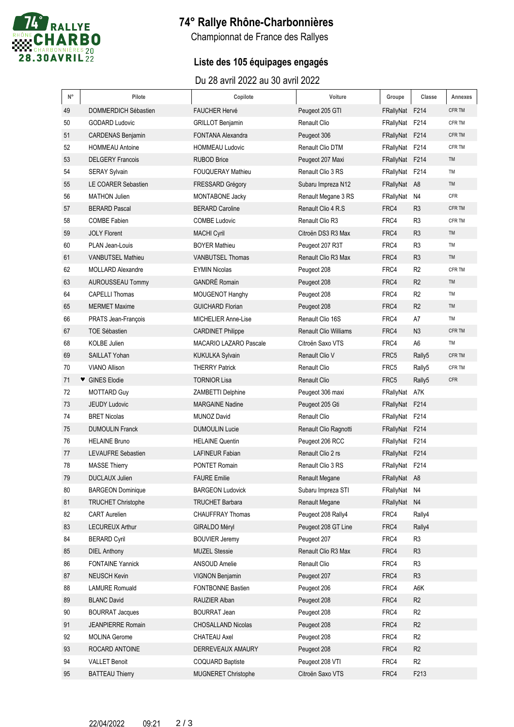# 74° Rallye Rhône-Charbonnières

Championnat de France des Rallyes

## Liste des 105 équipages engagés

Du 28 avril 2022 au 30 avril 2022

| N° | Pilote | Copilote | Voiture | Groupe | Classe | Annexes |
|---|---|---|---|---|---|---|
| 49 | DOMMERDICH Sébastien | FAUCHER Hervé | Peugeot 205 GTI | FRallyNat | F214 | CFR TM |
| 50 | GODARD Ludovic | GRILLOT Benjamin | Renault Clio | FRallyNat | F214 | CFR TM |
| 51 | CARDENAS Benjamin | FONTANA Alexandra | Peugeot 306 | FRallyNat | F214 | CFR TM |
| 52 | HOMMEAU Antoine | HOMMEAU Ludovic | Renault Clio DTM | FRallyNat | F214 | CFR TM |
| 53 | DELGERY Francois | RUBOD Brice | Peugeot 207 Maxi | FRallyNat | F214 | TM |
| 54 | SERAY Sylvain | FOUQUERAY Mathieu | Renault Clio 3 RS | FRallyNat | F214 | TM |
| 55 | LE COARER Sebastien | FRESSARD Grégory | Subaru Impreza N12 | FRallyNat | A8 | TM |
| 56 | MATHON Julien | MONTABONE Jacky | Renault Megane 3 RS | FRallyNat | N4 | CFR |
| 57 | BERARD Pascal | BERARD Caroline | Renault Clio 4 R.S | FRC4 | R3 | CFR TM |
| 58 | COMBE Fabien | COMBE Ludovic | Renault Clio R3 | FRC4 | R3 | CFR TM |
| 59 | JOLY Florent | MACHI Cyril | Citroën DS3 R3 Max | FRC4 | R3 | TM |
| 60 | PLAN Jean-Louis | BOYER Mathieu | Peugeot 207 R3T | FRC4 | R3 | TM |
| 61 | VANBUTSEL Mathieu | VANBUTSEL Thomas | Renault Clio R3 Max | FRC4 | R3 | TM |
| 62 | MOLLARD Alexandre | EYMIN Nicolas | Peugeot 208 | FRC4 | R2 | CFR TM |
| 63 | AUROUSSEAU Tommy | GANDRÉ Romain | Peugeot 208 | FRC4 | R2 | TM |
| 64 | CAPELLI Thomas | MOUGENOT Hanghy | Peugeot 208 | FRC4 | R2 | TM |
| 65 | MERMET Maxime | GUICHARD Florian | Peugeot 208 | FRC4 | R2 | TM |
| 66 | PRATS Jean-François | MICHELIER Anne-Lise | Renault Clio 16S | FRC4 | A7 | TM |
| 67 | TOE Sébastien | CARDINET Philippe | Renault Clio Williams | FRC4 | N3 | CFR TM |
| 68 | KOLBE Julien | MACARIO LAZARO Pascale | Citroën Saxo VTS | FRC4 | A6 | TM |
| 69 | SAILLAT Yohan | KUKULKA Sylvain | Renault Clio V | FRC5 | Rally5 | CFR TM |
| 70 | VIANO Allison | THERRY Patrick | Renault Clio | FRC5 | Rally5 | CFR TM |
| 71 | ♥ GINES Elodie | TORNIOR Lisa | Renault Clio | FRC5 | Rally5 | CFR |
| 72 | MOTTARD Guy | ZAMBETTI Delphine | Peugeot 306 maxi | FRallyNat | A7K | |
| 73 | JEUDY Ludovic | MARGAINE Nadine | Peugeot 205 Gti | FRallyNat | F214 | |
| 74 | BRET Nicolas | MUNOZ David | Renault Clio | FRallyNat | F214 | |
| 75 | DUMOULIN Franck | DUMOULIN Lucie | Renault Clio Ragnotti | FRallyNat | F214 | |
| 76 | HELAINE Bruno | HELAINE Quentin | Peugeot 206 RCC | FRallyNat | F214 | |
| 77 | LEVAUFRE Sebastien | LAFINEUR Fabian | Renault Clio 2 rs | FRallyNat | F214 | |
| 78 | MASSE Thierry | PONTET Romain | Renault Clio 3 RS | FRallyNat | F214 | |
| 79 | DUCLAUX Julien | FAURE Emilie | Renault Megane | FRallyNat | A8 | |
| 80 | BARGEON Dominique | BARGEON Ludovick | Subaru Impreza STI | FRallyNat | N4 | |
| 81 | TRUCHET Christophe | TRUCHET Barbara | Renault Megane | FRallyNat | N4 | |
| 82 | CART Aurelien | CHAUFFRAY Thomas | Peugeot 208 Rally4 | FRC4 | Rally4 | |
| 83 | LECUREUX Arthur | GIRALDO Méryl | Peugeot 208 GT Line | FRC4 | Rally4 | |
| 84 | BERARD Cyril | BOUVIER Jeremy | Peugeot 207 | FRC4 | R3 | |
| 85 | DIEL Anthony | MUZEL Stessie | Renault Clio R3 Max | FRC4 | R3 | |
| 86 | FONTAINE Yannick | ANSOUD Amelie | Renault Clio | FRC4 | R3 | |
| 87 | NEUSCH Kevin | VIGNON Benjamin | Peugeot 207 | FRC4 | R3 | |
| 88 | LAMURE Romuald | FONTBONNE Bastien | Peugeot 206 | FRC4 | A6K | |
| 89 | BLANC David | RAUZIER Alban | Peugeot 208 | FRC4 | R2 | |
| 90 | BOURRAT Jacques | BOURRAT Jean | Peugeot 208 | FRC4 | R2 | |
| 91 | JEANPIERRE Romain | CHOSALLAND Nicolas | Peugeot 208 | FRC4 | R2 | |
| 92 | MOLINA Gerome | CHATEAU Axel | Peugeot 208 | FRC4 | R2 | |
| 93 | ROCARD ANTOINE | DERREVEAUX AMAURY | Peugeot 208 | FRC4 | R2 | |
| 94 | VALLET Benoit | COQUARD Baptiste | Peugeot 208 VTI | FRC4 | R2 | |
| 95 | BATTEAU Thierry | MUGNERET Christophe | Citroën Saxo VTS | FRC4 | F213 | |

22/04/2022 09:21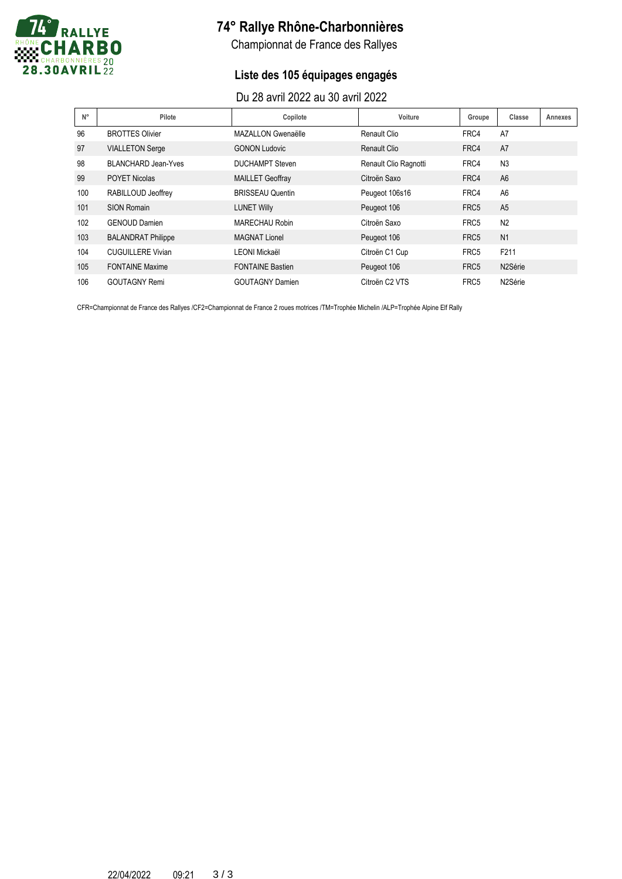# 74° Rallye Rhône-Charbonnières

Championnat de France des Rallyes

## Liste des 105 équipages engagés

Du 28 avril 2022 au 30 avril 2022

| N° | Pilote | Copilote | Voiture | Groupe | Classe | Annexes |
|---|---|---|---|---|---|---|
| 96 | BROTTES Olivier | MAZALLON Gwenaëlle | Renault Clio | FRC4 | A7 | |
| 97 | VIALLETON Serge | GONON Ludovic | Renault Clio | FRC4 | A7 | |
| 98 | BLANCHARD Jean-Yves | DUCHAMPT Steven | Renault Clio Ragnotti | FRC4 | N3 | |
| 99 | POYET Nicolas | MAILLET Geoffray | Citroën Saxo | FRC4 | A6 | |
| 100 | RABILLOUD Jeoffrey | BRISSEAU Quentin | Peugeot 106s16 | FRC4 | A6 | |
| 101 | SION Romain | LUNET Willy | Peugeot 106 | FRC5 | A5 | |
| 102 | GENOUD Damien | MARECHAU Robin | Citroën Saxo | FRC5 | N2 | |
| 103 | BALANDRAT Philippe | MAGNAT Lionel | Peugeot 106 | FRC5 | N1 | |
| 104 | CUGUILLERE Vivian | LEONI Mickaël | Citroën C1 Cup | FRC5 | F211 | |
| 105 | FONTAINE Maxime | FONTAINE Bastien | Peugeot 106 | FRC5 | N2Série | |
| 106 | GOUTAGNY Remi | GOUTAGNY Damien | Citroën C2 VTS | FRC5 | N2Série | |

CFR=Championnat de France des Rallyes /CF2=Championnat de France 2 roues motrices /TM=Trophée Michelin /ALP=Trophée Alpine Elf Rally

22/04/2022 09:21